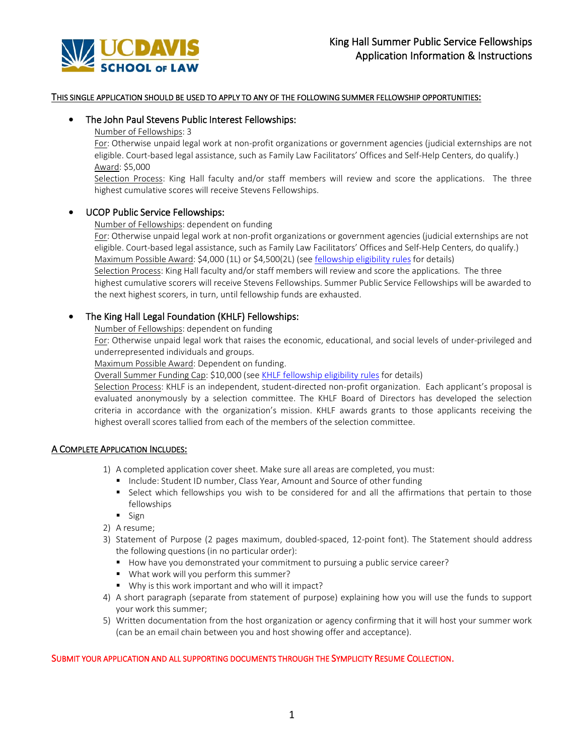# King Hall Summer Public Service Fellowships
## Application Information & Instructions

<u>THIS SINGLE APPLICATION SHOULD BE USED TO APPLY TO ANY OF THE FOLLOWING SUMMER FELLOWSHIP OPPORTUNITIES:</u>

- **The John Paul Stevens Public Interest Fellowships:**

  <u>Number of Fellowships</u>: 3

  <u>For</u>: Otherwise unpaid legal work at non-profit organizations or government agencies (judicial externships are not eligible. Court-based legal assistance, such as Family Law Facilitators' Offices and Self-Help Centers, do qualify.)

  <u>Award</u>: $5,000

  <u>Selection Process</u>: King Hall faculty and/or staff members will review and score the applications. The three highest cumulative scores will receive Stevens Fellowships.

- **UCOP Public Service Fellowships:**

  <u>Number of Fellowships</u>: dependent on funding

  <u>For</u>: Otherwise unpaid legal work at non-profit organizations or government agencies (judicial externships are not eligible. Court-based legal assistance, such as Family Law Facilitators' Offices and Self-Help Centers, do qualify.)

  <u>Maximum Possible Award</u>: $4,000 (1L) or $4,500(2L) (see fellowship eligibility rules for details)

  <u>Selection Process</u>: King Hall faculty and/or staff members will review and score the applications. The three highest cumulative scorers will receive Stevens Fellowships. Summer Public Service Fellowships will be awarded to the next highest scorers, in turn, until fellowship funds are exhausted.

- **The King Hall Legal Foundation (KHLF) Fellowships:**

  <u>Number of Fellowships</u>: dependent on funding

  <u>For</u>: Otherwise unpaid legal work that raises the economic, educational, and social levels of under-privileged and underrepresented individuals and groups.

  <u>Maximum Possible Award</u>: Dependent on funding.

  <u>Overall Summer Funding Cap</u>: $10,000 (see KHLF fellowship eligibility rules for details)

  <u>Selection Process</u>: KHLF is an independent, student-directed non-profit organization. Each applicant's proposal is evaluated anonymously by a selection committee. The KHLF Board of Directors has developed the selection criteria in accordance with the organization's mission. KHLF awards grants to those applicants receiving the highest overall scores tallied from each of the members of the selection committee.

<u>A COMPLETE APPLICATION INCLUDES:</u>

1) A completed application cover sheet. Make sure all areas are completed, you must:
   - Include: Student ID number, Class Year, Amount and Source of other funding
   - Select which fellowships you wish to be considered for and all the affirmations that pertain to those fellowships
   - Sign
2) A resume;
3) Statement of Purpose (2 pages maximum, doubled-spaced, 12-point font). The Statement should address the following questions (in no particular order):
   - How have you demonstrated your commitment to pursuing a public service career?
   - What work will you perform this summer?
   - Why is this work important and who will it impact?
4) A short paragraph (separate from statement of purpose) explaining how you will use the funds to support your work this summer;
5) Written documentation from the host organization or agency confirming that it will host your summer work (can be an email chain between you and host showing offer and acceptance).

SUBMIT YOUR APPLICATION AND ALL SUPPORTING DOCUMENTS THROUGH THE SYMPLICITY RESUME COLLECTION.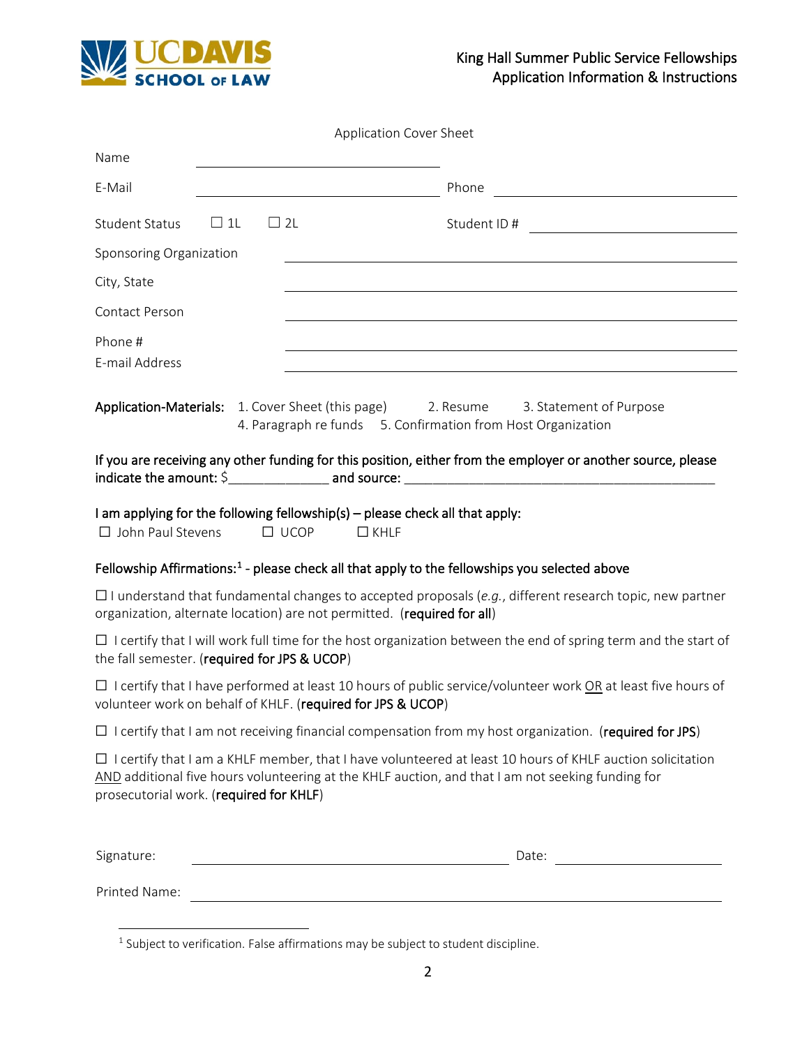# Application Cover Sheet

Name ______________________________

E-Mail ______________________________ Phone ______________________________

Student Status ☐ 1L ☐ 2L Student ID # ______________________________

Sponsoring Organization ______________________________

City, State ______________________________

Contact Person ______________________________

Phone # ______________________________

E-mail Address ______________________________

**Application-Materials:** 1. Cover Sheet (this page) 2. Resume 3. Statement of Purpose 4. Paragraph re funds 5. Confirmation from Host Organization

**If you are receiving any other funding for this position, either from the employer or another source, please indicate the amount: $_____________ and source: ___________________________________________**

**I am applying for the following fellowship(s) – please check all that apply:**

☐ John Paul Stevens ☐ UCOP ☐ KHLF

**Fellowship Affirmations:[1] - please check all that apply to the fellowships you selected above**

☐ I understand that fundamental changes to accepted proposals (*e.g.*, different research topic, new partner organization, alternate location) are not permitted. (**required for all**)

☐ I certify that I will work full time for the host organization between the end of spring term and the start of the fall semester. (**required for JPS & UCOP**)

☐ I certify that I have performed at least 10 hours of public service/volunteer work OR at least five hours of volunteer work on behalf of KHLF. (**required for JPS & UCOP**)

☐ I certify that I am not receiving financial compensation from my host organization. (**required for JPS**)

☐ I certify that I am a KHLF member, that I have volunteered at least 10 hours of KHLF auction solicitation AND additional five hours volunteering at the KHLF auction, and that I am not seeking funding for prosecutorial work. (**required for KHLF**)

Signature: ______________________________ Date: ______________________________

Printed Name: ______________________________

[1] Subject to verification. False affirmations may be subject to student discipline.